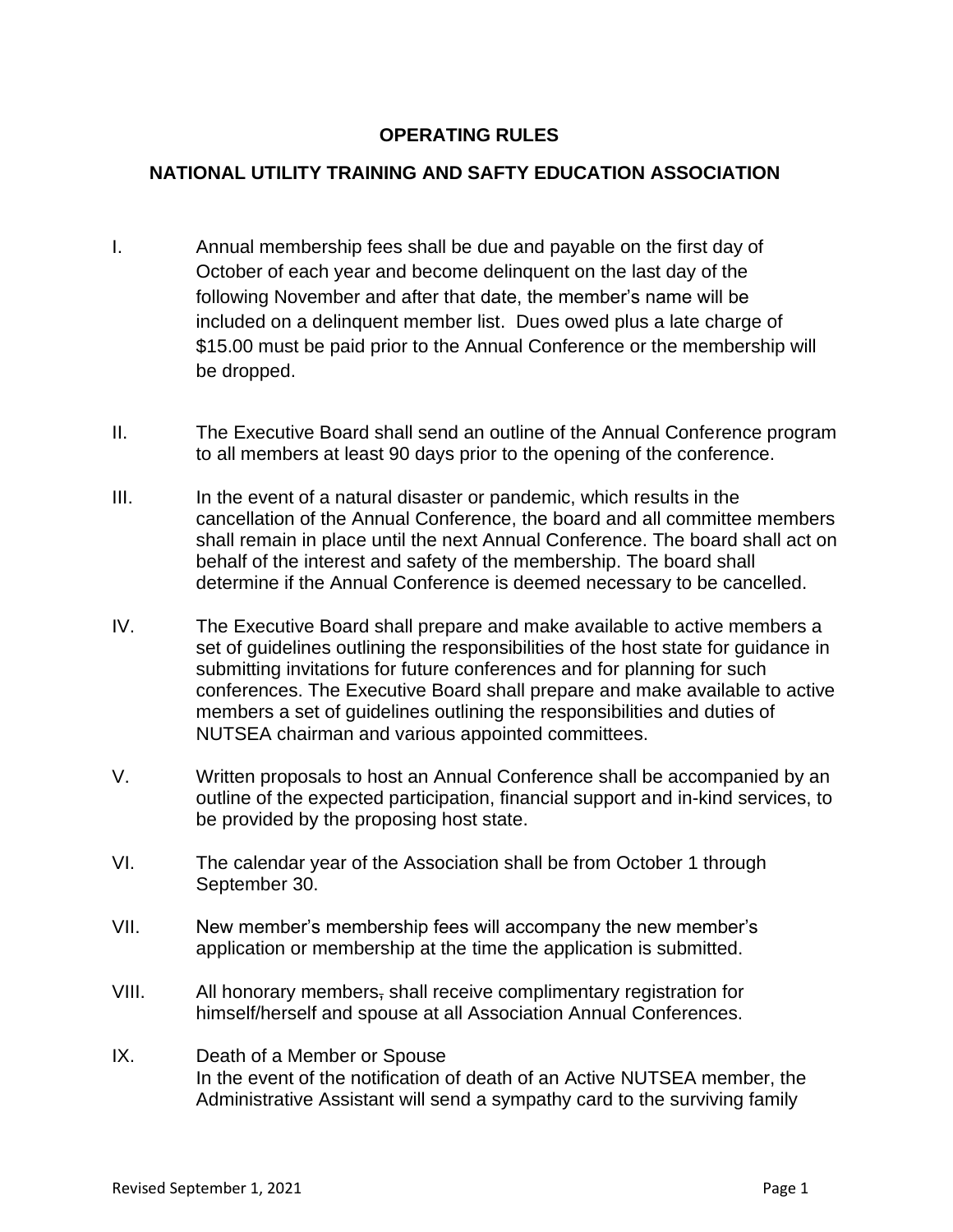**OPERATING RULES**

**NATIONAL UTILITY TRAINING AND SAFTY EDUCATION ASSOCIATION**

I. Annual membership fees shall be due and payable on the first day of October of each year and become delinquent on the last day of the following November and after that date, the member's name will be included on a delinquent member list. Dues owed plus a late charge of $15.00 must be paid prior to the Annual Conference or the membership will be dropped.

II. The Executive Board shall send an outline of the Annual Conference program to all members at least 90 days prior to the opening of the conference.

III. In the event of a natural disaster or pandemic, which results in the cancellation of the Annual Conference, the board and all committee members shall remain in place until the next Annual Conference. The board shall act on behalf of the interest and safety of the membership. The board shall determine if the Annual Conference is deemed necessary to be cancelled.

IV. The Executive Board shall prepare and make available to active members a set of guidelines outlining the responsibilities of the host state for guidance in submitting invitations for future conferences and for planning for such conferences. The Executive Board shall prepare and make available to active members a set of guidelines outlining the responsibilities and duties of NUTSEA chairman and various appointed committees.

V. Written proposals to host an Annual Conference shall be accompanied by an outline of the expected participation, financial support and in-kind services, to be provided by the proposing host state.

VI. The calendar year of the Association shall be from October 1 through September 30.

VII. New member's membership fees will accompany the new member's application or membership at the time the application is submitted.

VIII. All honorary members~~,~~ shall receive complimentary registration for himself/herself and spouse at all Association Annual Conferences.

IX. Death of a Member or Spouse
In the event of the notification of death of an Active NUTSEA member, the Administrative Assistant will send a sympathy card to the surviving family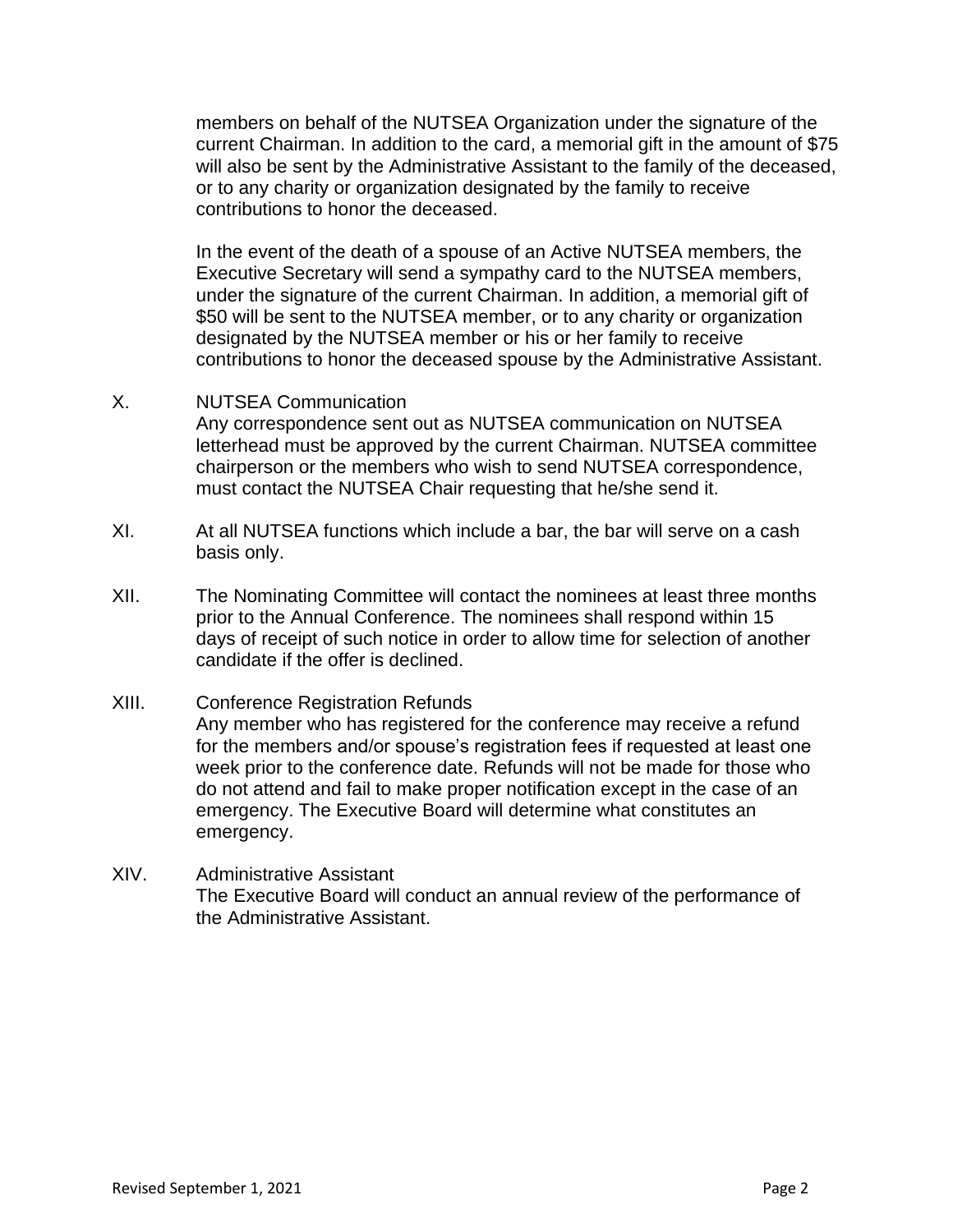members on behalf of the NUTSEA Organization under the signature of the current Chairman. In addition to the card, a memorial gift in the amount of $75 will also be sent by the Administrative Assistant to the family of the deceased, or to any charity or organization designated by the family to receive contributions to honor the deceased.

In the event of the death of a spouse of an Active NUTSEA members, the Executive Secretary will send a sympathy card to the NUTSEA members, under the signature of the current Chairman. In addition, a memorial gift of $50 will be sent to the NUTSEA member, or to any charity or organization designated by the NUTSEA member or his or her family to receive contributions to honor the deceased spouse by the Administrative Assistant.

X. NUTSEA Communication
Any correspondence sent out as NUTSEA communication on NUTSEA letterhead must be approved by the current Chairman. NUTSEA committee chairperson or the members who wish to send NUTSEA correspondence, must contact the NUTSEA Chair requesting that he/she send it.

XI. At all NUTSEA functions which include a bar, the bar will serve on a cash basis only.

XII. The Nominating Committee will contact the nominees at least three months prior to the Annual Conference. The nominees shall respond within 15 days of receipt of such notice in order to allow time for selection of another candidate if the offer is declined.

XIII. Conference Registration Refunds
Any member who has registered for the conference may receive a refund for the members and/or spouse's registration fees if requested at least one week prior to the conference date. Refunds will not be made for those who do not attend and fail to make proper notification except in the case of an emergency. The Executive Board will determine what constitutes an emergency.

XIV. Administrative Assistant
The Executive Board will conduct an annual review of the performance of the Administrative Assistant.

Revised September 1, 2021